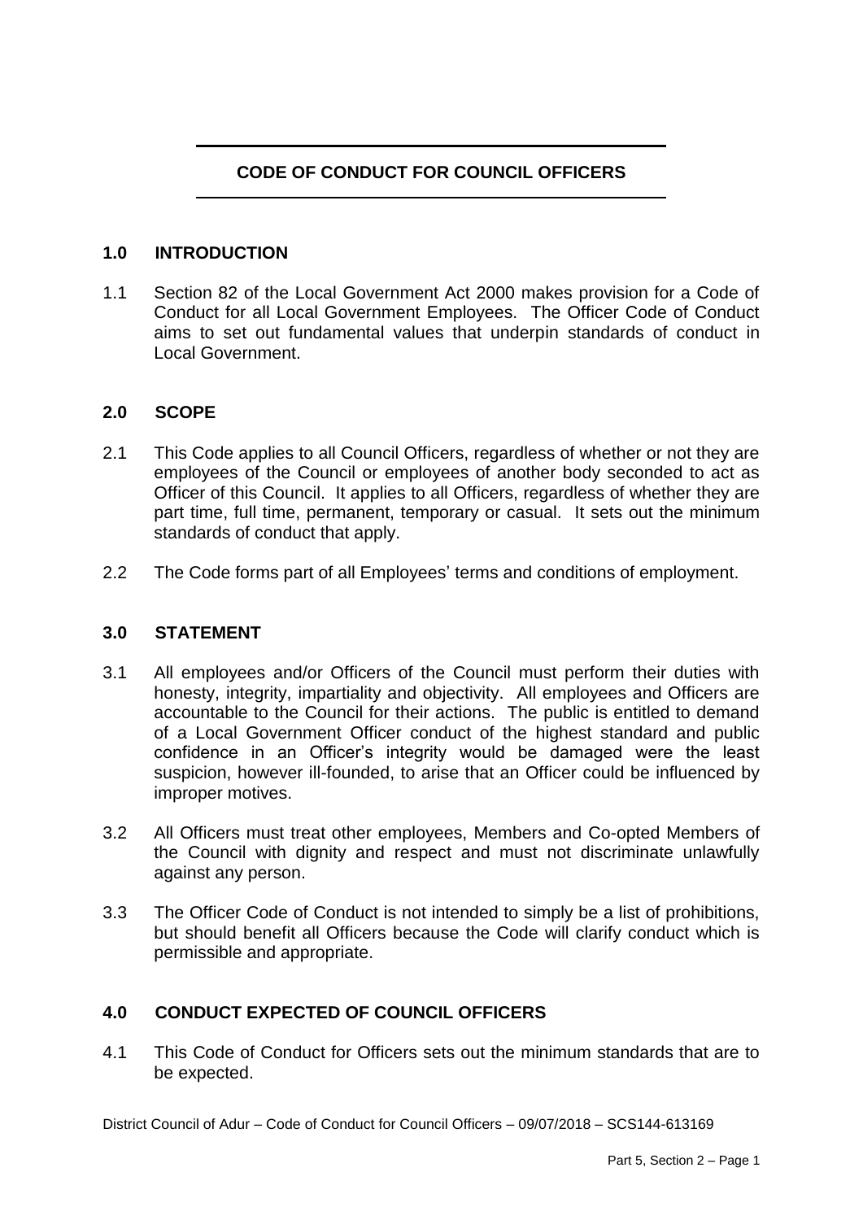# CODE OF CONDUCT FOR COUNCIL OFFICERS

## 1.0 INTRODUCTION

1.1 Section 82 of the Local Government Act 2000 makes provision for a Code of Conduct for all Local Government Employees. The Officer Code of Conduct aims to set out fundamental values that underpin standards of conduct in Local Government.

## 2.0 SCOPE

2.1 This Code applies to all Council Officers, regardless of whether or not they are employees of the Council or employees of another body seconded to act as Officer of this Council. It applies to all Officers, regardless of whether they are part time, full time, permanent, temporary or casual. It sets out the minimum standards of conduct that apply.

2.2 The Code forms part of all Employees' terms and conditions of employment.

## 3.0 STATEMENT

3.1 All employees and/or Officers of the Council must perform their duties with honesty, integrity, impartiality and objectivity. All employees and Officers are accountable to the Council for their actions. The public is entitled to demand of a Local Government Officer conduct of the highest standard and public confidence in an Officer's integrity would be damaged were the least suspicion, however ill-founded, to arise that an Officer could be influenced by improper motives.

3.2 All Officers must treat other employees, Members and Co-opted Members of the Council with dignity and respect and must not discriminate unlawfully against any person.

3.3 The Officer Code of Conduct is not intended to simply be a list of prohibitions, but should benefit all Officers because the Code will clarify conduct which is permissible and appropriate.

## 4.0 CONDUCT EXPECTED OF COUNCIL OFFICERS

4.1 This Code of Conduct for Officers sets out the minimum standards that are to be expected.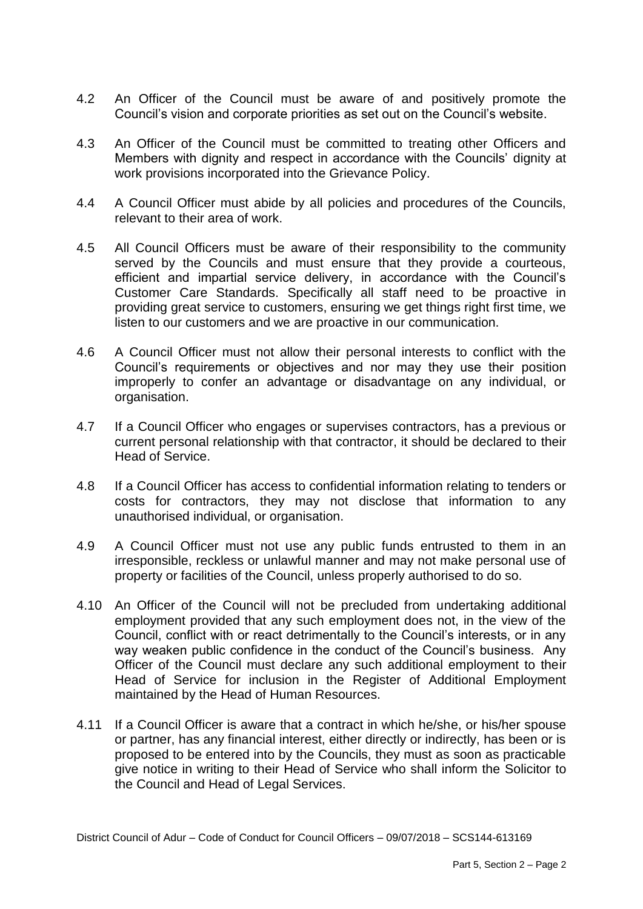4.2 An Officer of the Council must be aware of and positively promote the Council's vision and corporate priorities as set out on the Council's website.

4.3 An Officer of the Council must be committed to treating other Officers and Members with dignity and respect in accordance with the Councils' dignity at work provisions incorporated into the Grievance Policy.

4.4 A Council Officer must abide by all policies and procedures of the Councils, relevant to their area of work.

4.5 All Council Officers must be aware of their responsibility to the community served by the Councils and must ensure that they provide a courteous, efficient and impartial service delivery, in accordance with the Council's Customer Care Standards. Specifically all staff need to be proactive in providing great service to customers, ensuring we get things right first time, we listen to our customers and we are proactive in our communication.

4.6 A Council Officer must not allow their personal interests to conflict with the Council's requirements or objectives and nor may they use their position improperly to confer an advantage or disadvantage on any individual, or organisation.

4.7 If a Council Officer who engages or supervises contractors, has a previous or current personal relationship with that contractor, it should be declared to their Head of Service.

4.8 If a Council Officer has access to confidential information relating to tenders or costs for contractors, they may not disclose that information to any unauthorised individual, or organisation.

4.9 A Council Officer must not use any public funds entrusted to them in an irresponsible, reckless or unlawful manner and may not make personal use of property or facilities of the Council, unless properly authorised to do so.

4.10 An Officer of the Council will not be precluded from undertaking additional employment provided that any such employment does not, in the view of the Council, conflict with or react detrimentally to the Council's interests, or in any way weaken public confidence in the conduct of the Council's business. Any Officer of the Council must declare any such additional employment to their Head of Service for inclusion in the Register of Additional Employment maintained by the Head of Human Resources.

4.11 If a Council Officer is aware that a contract in which he/she, or his/her spouse or partner, has any financial interest, either directly or indirectly, has been or is proposed to be entered into by the Councils, they must as soon as practicable give notice in writing to their Head of Service who shall inform the Solicitor to the Council and Head of Legal Services.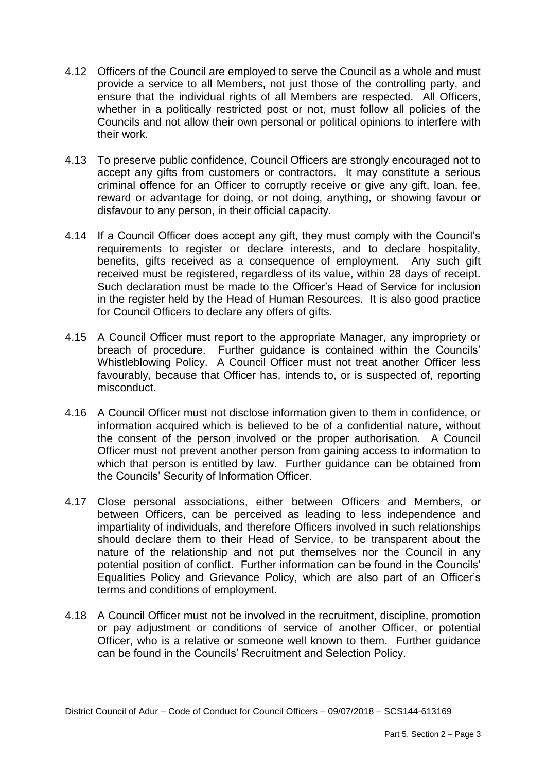4.12 Officers of the Council are employed to serve the Council as a whole and must provide a service to all Members, not just those of the controlling party, and ensure that the individual rights of all Members are respected. All Officers, whether in a politically restricted post or not, must follow all policies of the Councils and not allow their own personal or political opinions to interfere with their work.

4.13 To preserve public confidence, Council Officers are strongly encouraged not to accept any gifts from customers or contractors. It may constitute a serious criminal offence for an Officer to corruptly receive or give any gift, loan, fee, reward or advantage for doing, or not doing, anything, or showing favour or disfavour to any person, in their official capacity.

4.14 If a Council Officer does accept any gift, they must comply with the Council's requirements to register or declare interests, and to declare hospitality, benefits, gifts received as a consequence of employment. Any such gift received must be registered, regardless of its value, within 28 days of receipt. Such declaration must be made to the Officer's Head of Service for inclusion in the register held by the Head of Human Resources. It is also good practice for Council Officers to declare any offers of gifts.

4.15 A Council Officer must report to the appropriate Manager, any impropriety or breach of procedure. Further guidance is contained within the Councils' Whistleblowing Policy. A Council Officer must not treat another Officer less favourably, because that Officer has, intends to, or is suspected of, reporting misconduct.

4.16 A Council Officer must not disclose information given to them in confidence, or information acquired which is believed to be of a confidential nature, without the consent of the person involved or the proper authorisation. A Council Officer must not prevent another person from gaining access to information to which that person is entitled by law. Further guidance can be obtained from the Councils' Security of Information Officer.

4.17 Close personal associations, either between Officers and Members, or between Officers, can be perceived as leading to less independence and impartiality of individuals, and therefore Officers involved in such relationships should declare them to their Head of Service, to be transparent about the nature of the relationship and not put themselves nor the Council in any potential position of conflict. Further information can be found in the Councils' Equalities Policy and Grievance Policy, which are also part of an Officer's terms and conditions of employment.

4.18 A Council Officer must not be involved in the recruitment, discipline, promotion or pay adjustment or conditions of service of another Officer, or potential Officer, who is a relative or someone well known to them. Further guidance can be found in the Councils' Recruitment and Selection Policy.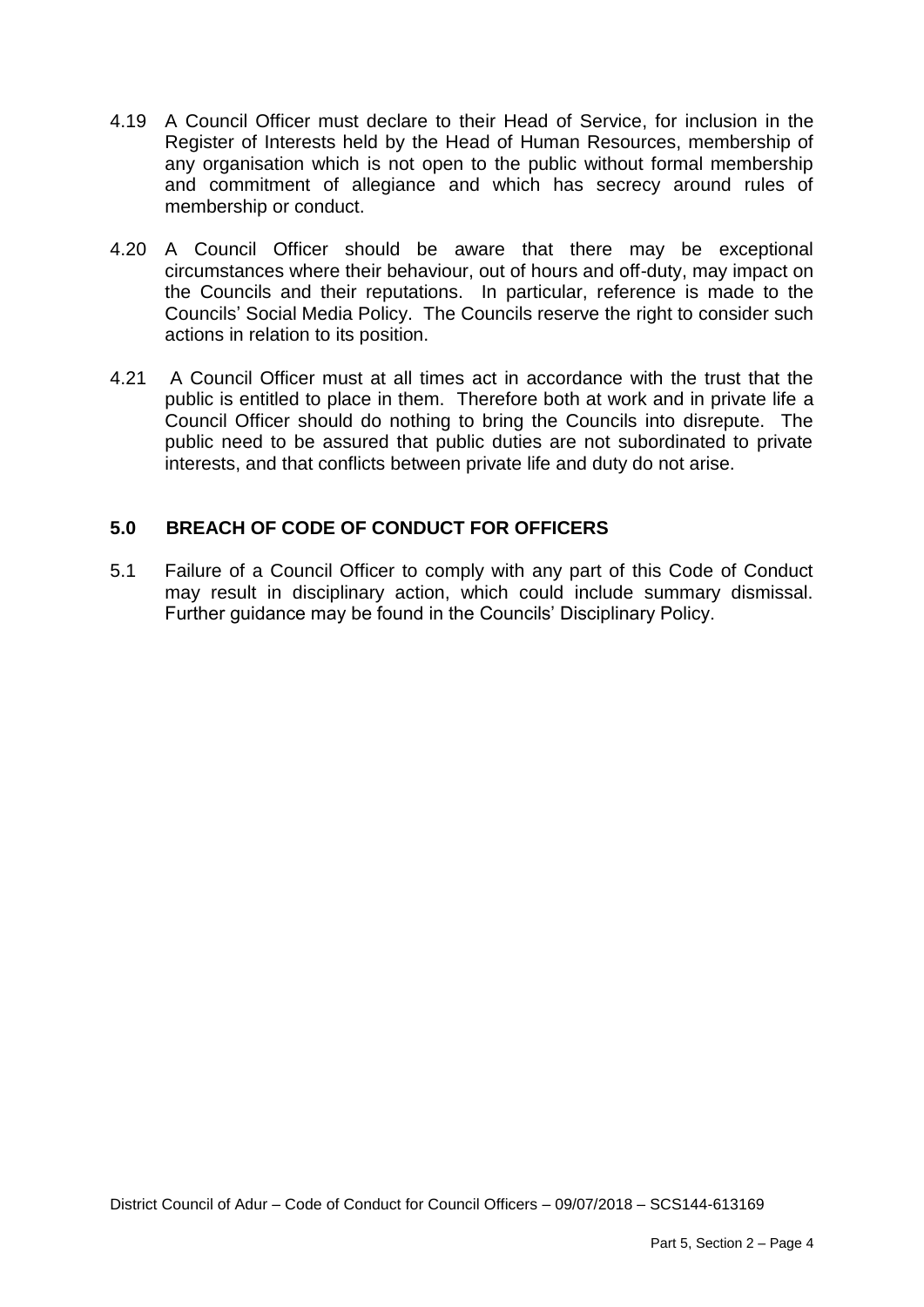4.19 A Council Officer must declare to their Head of Service, for inclusion in the Register of Interests held by the Head of Human Resources, membership of any organisation which is not open to the public without formal membership and commitment of allegiance and which has secrecy around rules of membership or conduct.

4.20 A Council Officer should be aware that there may be exceptional circumstances where their behaviour, out of hours and off-duty, may impact on the Councils and their reputations. In particular, reference is made to the Councils' Social Media Policy. The Councils reserve the right to consider such actions in relation to its position.

4.21 A Council Officer must at all times act in accordance with the trust that the public is entitled to place in them. Therefore both at work and in private life a Council Officer should do nothing to bring the Councils into disrepute. The public need to be assured that public duties are not subordinated to private interests, and that conflicts between private life and duty do not arise.

## 5.0 BREACH OF CODE OF CONDUCT FOR OFFICERS

5.1 Failure of a Council Officer to comply with any part of this Code of Conduct may result in disciplinary action, which could include summary dismissal. Further guidance may be found in the Councils' Disciplinary Policy.